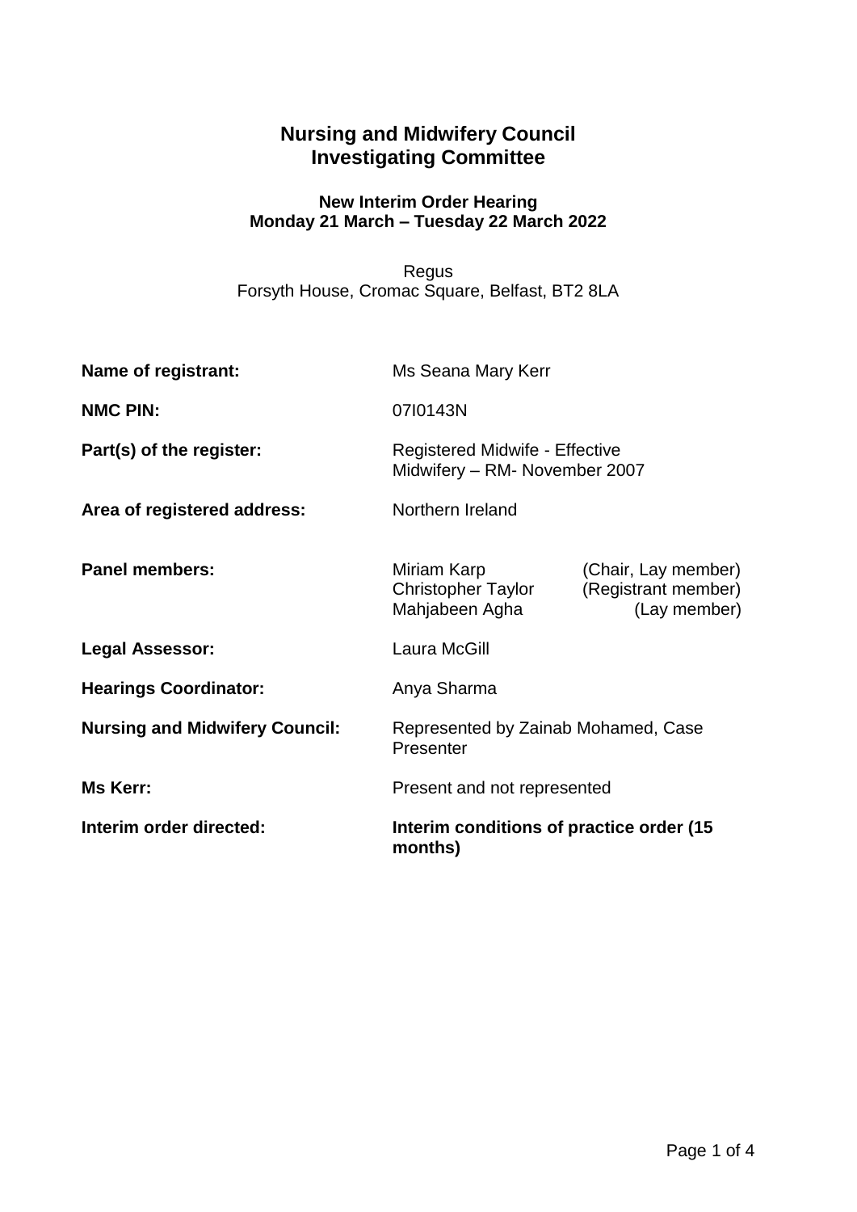# Nursing and Midwifery Council
# Investigating Committee

### New Interim Order Hearing
### Monday 21 March – Tuesday 22 March 2022

Regus
Forsyth House, Cromac Square, Belfast, BT2 8LA

**Name of registrant:** Ms Seana Mary Kerr

**NMC PIN:** 07I0143N

**Part(s) of the register:** Registered Midwife - Effective Midwifery – RM- November 2007

**Area of registered address:** Northern Ireland

**Panel members:**
Miriam Karp (Chair, Lay member)
Christopher Taylor (Registrant member)
Mahjabeen Agha (Lay member)

**Legal Assessor:** Laura McGill

**Hearings Coordinator:** Anya Sharma

**Nursing and Midwifery Council:** Represented by Zainab Mohamed, Case Presenter

**Ms Kerr:** Present and not represented

**Interim order directed:** **Interim conditions of practice order (15 months)**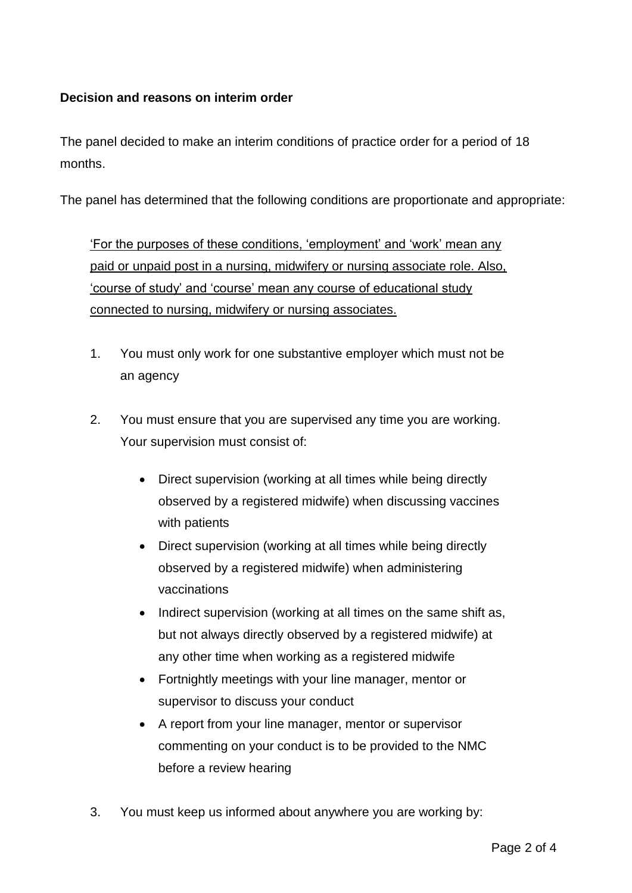**Decision and reasons on interim order**

The panel decided to make an interim conditions of practice order for a period of 18 months.

The panel has determined that the following conditions are proportionate and appropriate:

> <u>'For the purposes of these conditions, 'employment' and 'work' mean any paid or unpaid post in a nursing, midwifery or nursing associate role. Also, 'course of study' and 'course' mean any course of educational study connected to nursing, midwifery or nursing associates.</u>
>
> 1. You must only work for one substantive employer which must not be an agency
>
> 2. You must ensure that you are supervised any time you are working. Your supervision must consist of:
>
>     - Direct supervision (working at all times while being directly observed by a registered midwife) when discussing vaccines with patients
>     - Direct supervision (working at all times while being directly observed by a registered midwife) when administering vaccinations
>     - Indirect supervision (working at all times on the same shift as, but not always directly observed by a registered midwife) at any other time when working as a registered midwife
>     - Fortnightly meetings with your line manager, mentor or supervisor to discuss your conduct
>     - A report from your line manager, mentor or supervisor commenting on your conduct is to be provided to the NMC before a review hearing
>
> 3. You must keep us informed about anywhere you are working by: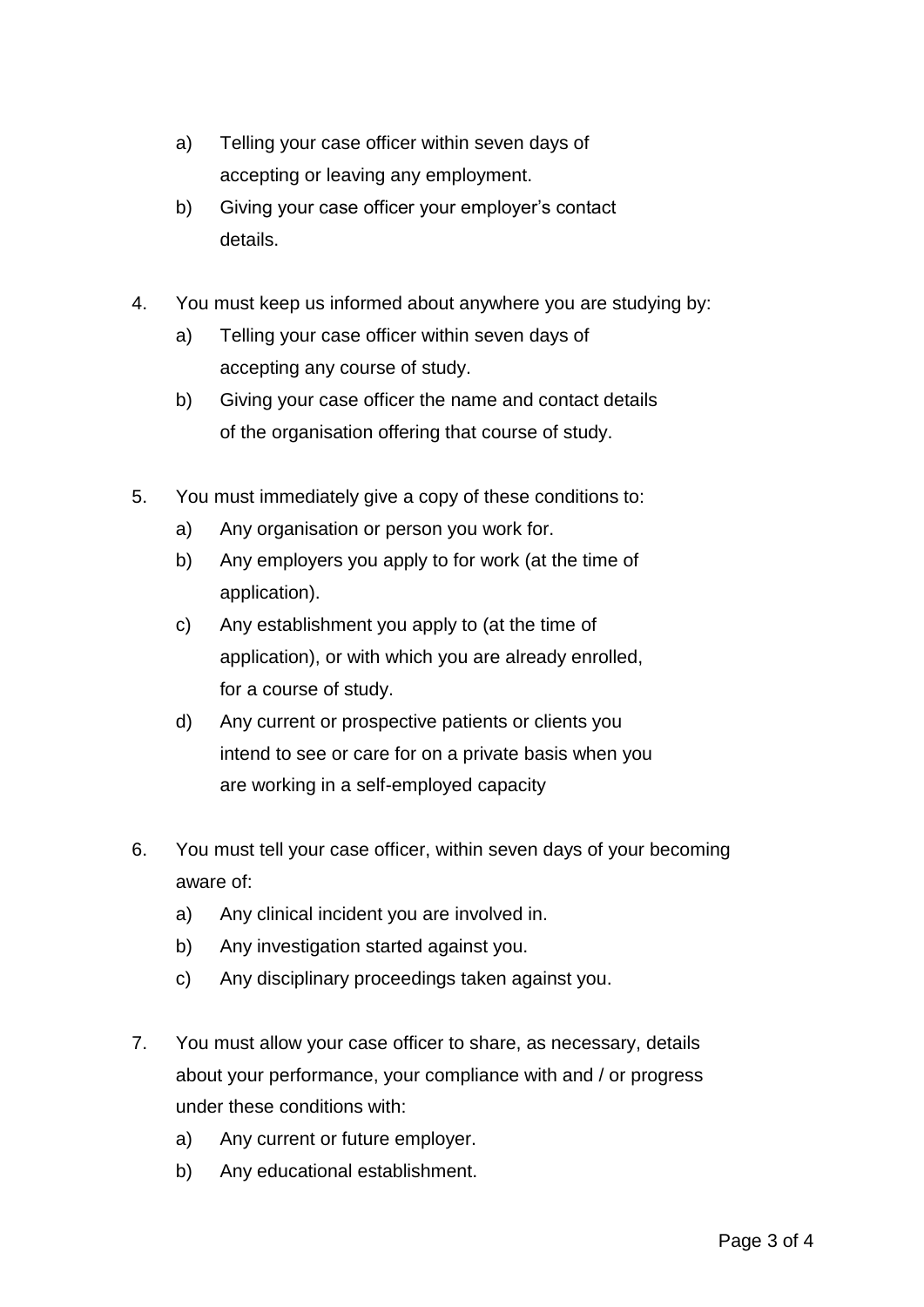a) Telling your case officer within seven days of accepting or leaving any employment.

b) Giving your case officer your employer's contact details.

4. You must keep us informed about anywhere you are studying by:

    a) Telling your case officer within seven days of accepting any course of study.

    b) Giving your case officer the name and contact details of the organisation offering that course of study.

5. You must immediately give a copy of these conditions to:

    a) Any organisation or person you work for.

    b) Any employers you apply to for work (at the time of application).

    c) Any establishment you apply to (at the time of application), or with which you are already enrolled, for a course of study.

    d) Any current or prospective patients or clients you intend to see or care for on a private basis when you are working in a self-employed capacity

6. You must tell your case officer, within seven days of your becoming aware of:

    a) Any clinical incident you are involved in.

    b) Any investigation started against you.

    c) Any disciplinary proceedings taken against you.

7. You must allow your case officer to share, as necessary, details about your performance, your compliance with and / or progress under these conditions with:

    a) Any current or future employer.

    b) Any educational establishment.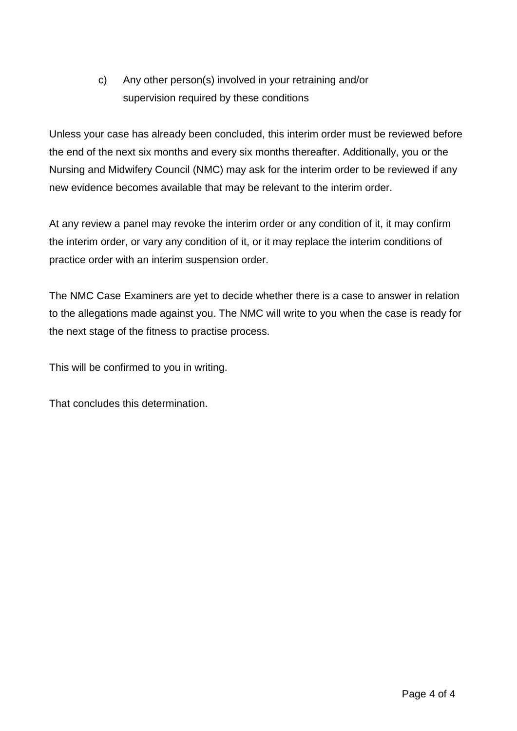c) Any other person(s) involved in your retraining and/or supervision required by these conditions

Unless your case has already been concluded, this interim order must be reviewed before the end of the next six months and every six months thereafter. Additionally, you or the Nursing and Midwifery Council (NMC) may ask for the interim order to be reviewed if any new evidence becomes available that may be relevant to the interim order.

At any review a panel may revoke the interim order or any condition of it, it may confirm the interim order, or vary any condition of it, or it may replace the interim conditions of practice order with an interim suspension order.

The NMC Case Examiners are yet to decide whether there is a case to answer in relation to the allegations made against you. The NMC will write to you when the case is ready for the next stage of the fitness to practise process.

This will be confirmed to you in writing.

That concludes this determination.